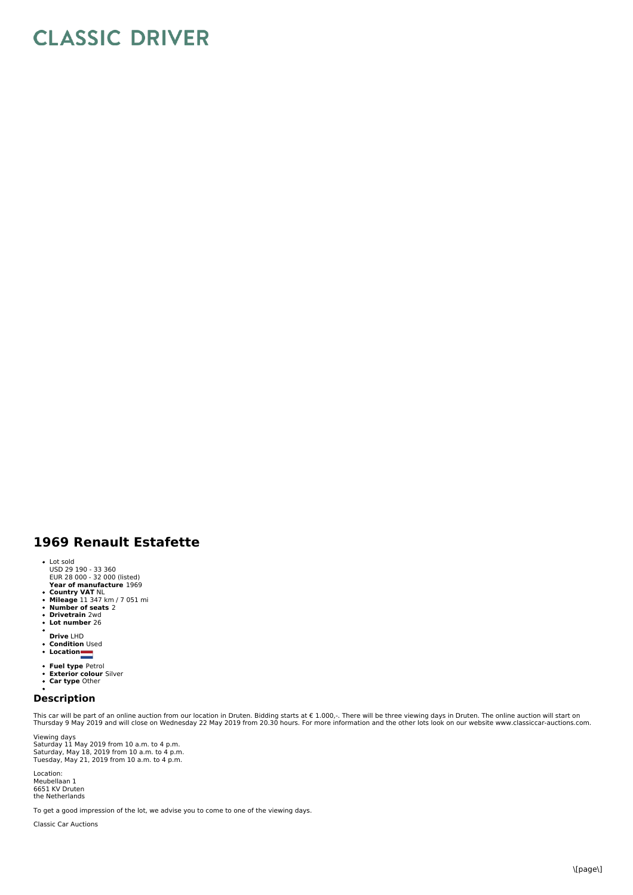# CLASSIC DRIVER

## 1969 Renault Estafette

- Lot sold
  USD 29 190 - 33 360
  EUR 28 000 - 32 000 (listed)
  **Year of manufacture** 1969
- **Country VAT** NL
- **Mileage** 11 347 km / 7 051 mi
- **Number of seats** 2
- **Drivetrain** 2wd
- **Lot number** 26
- **Drive** LHD
- **Condition** Used
- **Location**
- **Fuel type** Petrol
- **Exterior colour** Silver
- **Car type** Other

### Description

This car will be part of an online auction from our location in Druten. Bidding starts at € 1.000,-. There will be three viewing days in Druten. The online auction will start on Thursday 9 May 2019 and will close on Wednesday 22 May 2019 from 20.30 hours. For more information and the other lots look on our website www.classiccar-auctions.com.

Viewing days
Saturday 11 May 2019 from 10 a.m. to 4 p.m.
Saturday, May 18, 2019 from 10 a.m. to 4 p.m.
Tuesday, May 21, 2019 from 10 a.m. to 4 p.m.

Location:
Meubellaan 1
6651 KV Druten
the Netherlands

To get a good impression of the lot, we advise you to come to one of the viewing days.

Classic Car Auctions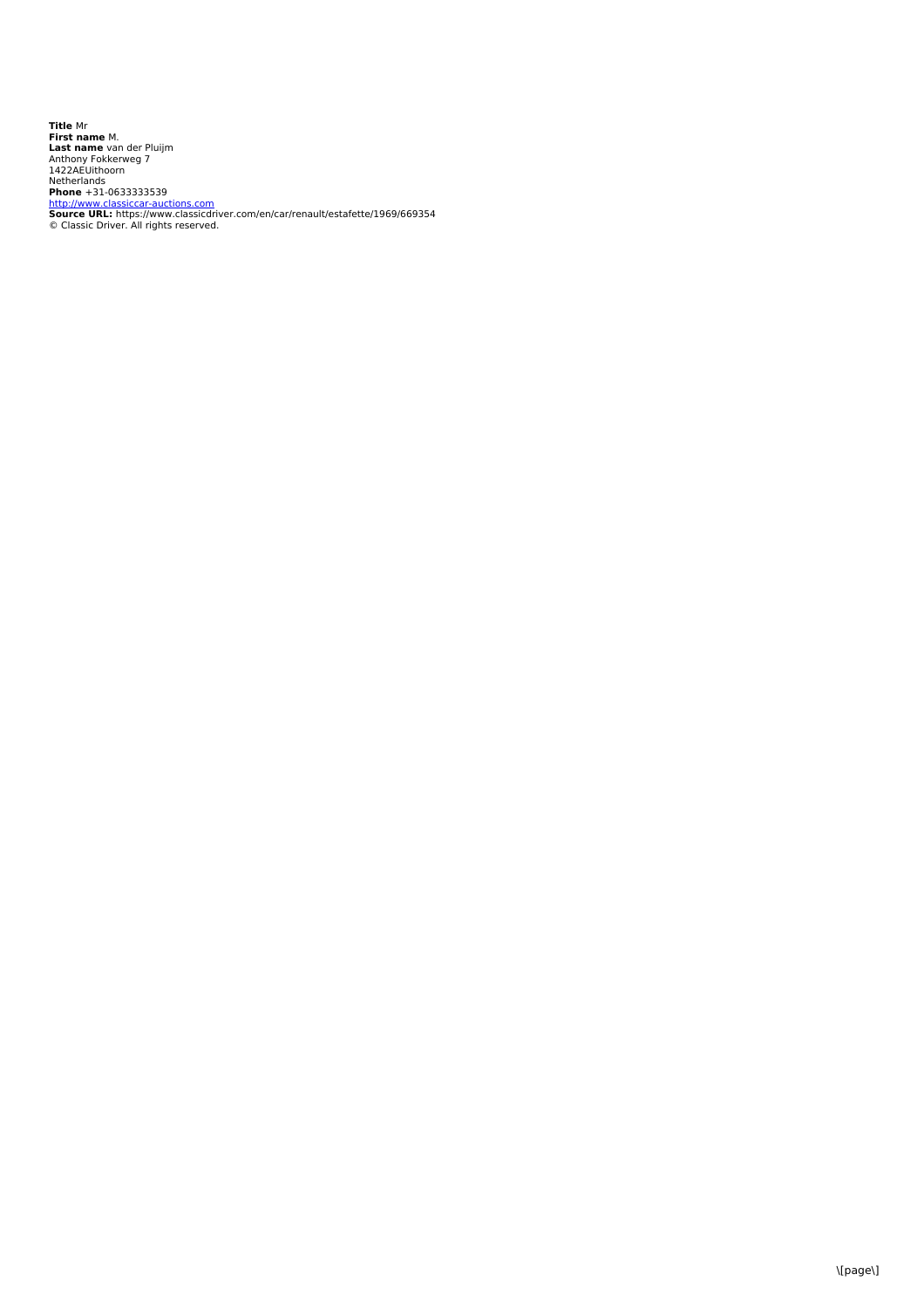**Title** Mr
**First name** M.
**Last name** van der Pluijm
Anthony Fokkerweg 7
1422AEUithoorn
Netherlands
**Phone** +31-0633333539
[http://www.classiccar-auctions.com](http://www.classiccar-auctions.com)
**Source URL:** https://www.classicdriver.com/en/car/renault/estafette/1969/669354
© Classic Driver. All rights reserved.